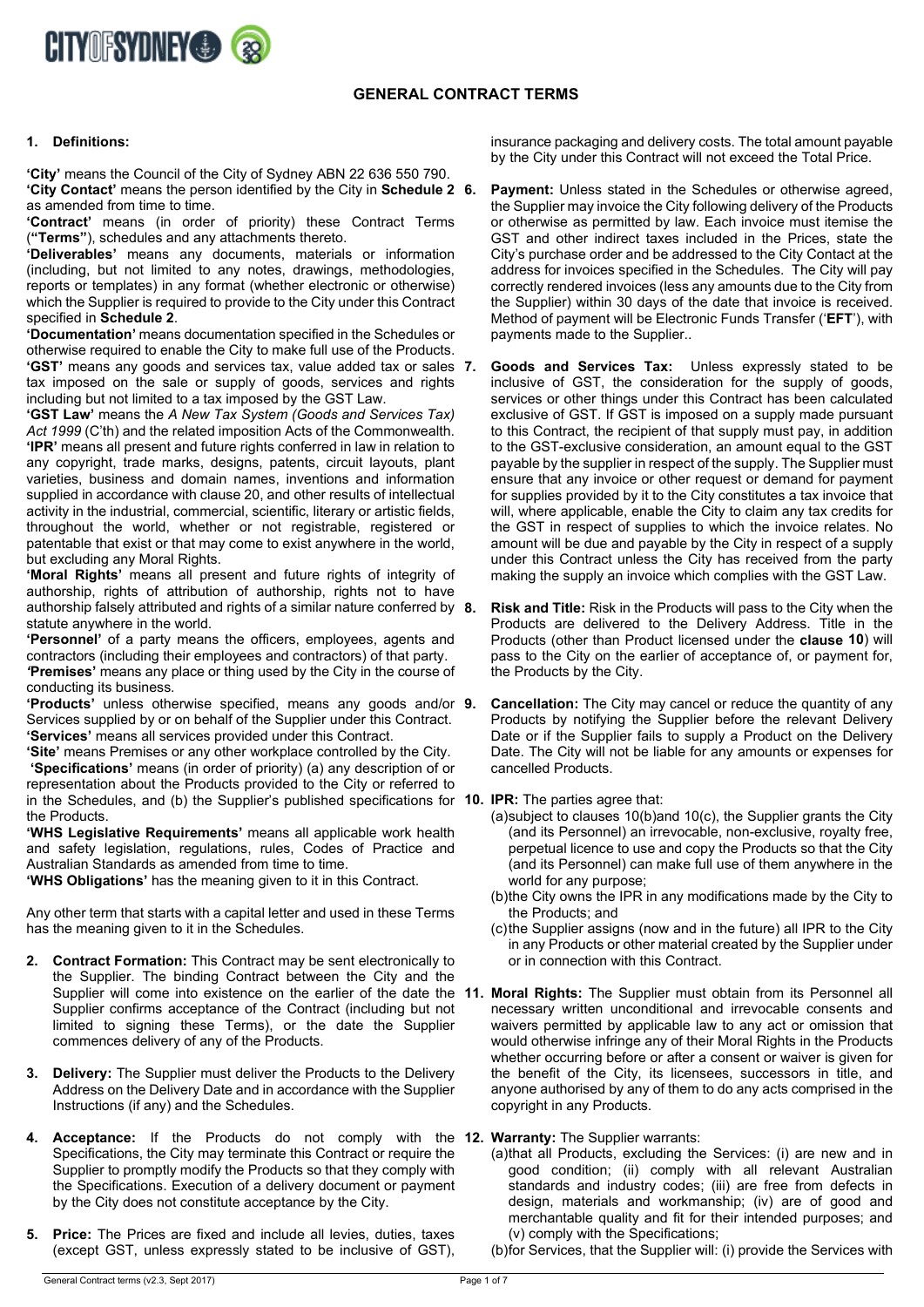## GENERAL CONTRACT TERMS

**1. Definitions:**

**'City'** means the Council of the City of Sydney ABN 22 636 550 790.
**'City Contact'** means the person identified by the City in **Schedule 2** as amended from time to time.
**'Contract'** means (in order of priority) these Contract Terms (**"Terms"**), schedules and any attachments thereto.
**'Deliverables'** means any documents, materials or information (including, but not limited to any notes, drawings, methodologies, reports or templates) in any format (whether electronic or otherwise) which the Supplier is required to provide to the City under this Contract specified in **Schedule 2**.
**'Documentation'** means documentation specified in the Schedules or otherwise required to enable the City to make full use of the Products.
**'GST'** means any goods and services tax, value added tax or sales tax imposed on the sale or supply of goods, services and rights including but not limited to a tax imposed by the GST Law.
**'GST Law'** means the *A New Tax System (Goods and Services Tax) Act 1999* (C'th) and the related imposition Acts of the Commonwealth.
**'IPR'** means all present and future rights conferred in law in relation to any copyright, trade marks, designs, patents, circuit layouts, plant varieties, business and domain names, inventions and information supplied in accordance with clause 20, and other results of intellectual activity in the industrial, commercial, scientific, literary or artistic fields, throughout the world, whether or not registrable, registered or patentable that exist or that may come to exist anywhere in the world, but excluding any Moral Rights.
**'Moral Rights'** means all present and future rights of integrity of authorship, rights of attribution of authorship, rights not to have authorship falsely attributed and rights of a similar nature conferred by statute anywhere in the world.
**'Personnel'** of a party means the officers, employees, agents and contractors (including their employees and contractors) of that party.
**'Premises'** means any place or thing used by the City in the course of conducting its business.
**'Products'** unless otherwise specified, means any goods and/or Services supplied by or on behalf of the Supplier under this Contract.
**'Services'** means all services provided under this Contract.
**'Site'** means Premises or any other workplace controlled by the City.
**'Specifications'** means (in order of priority) (a) any description of or representation about the Products provided to the City or referred to in the Schedules, and (b) the Supplier's published specifications for the Products.
**'WHS Legislative Requirements'** means all applicable work health and safety legislation, regulations, rules, Codes of Practice and Australian Standards as amended from time to time.
**'WHS Obligations'** has the meaning given to it in this Contract.

Any other term that starts with a capital letter and used in these Terms has the meaning given to it in the Schedules.

**2. Contract Formation:** This Contract may be sent electronically to the Supplier. The binding Contract between the City and the Supplier will come into existence on the earlier of the date the Supplier confirms acceptance of the Contract (including but not limited to signing these Terms), or the date the Supplier commences delivery of any of the Products.

**3. Delivery:** The Supplier must deliver the Products to the Delivery Address on the Delivery Date and in accordance with the Supplier Instructions (if any) and the Schedules.

**4. Acceptance:** If the Products do not comply with the Specifications, the City may terminate this Contract or require the Supplier to promptly modify the Products so that they comply with the Specifications. Execution of a delivery document or payment by the City does not constitute acceptance by the City.

**5. Price:** The Prices are fixed and include all levies, duties, taxes (except GST, unless expressly stated to be inclusive of GST), insurance packaging and delivery costs. The total amount payable by the City under this Contract will not exceed the Total Price.

**6. Payment:** Unless stated in the Schedules or otherwise agreed, the Supplier may invoice the City following delivery of the Products or otherwise as permitted by law. Each invoice must itemise the GST and other indirect taxes included in the Prices, state the City's purchase order and be addressed to the City Contact at the address for invoices specified in the Schedules. The City will pay correctly rendered invoices (less any amounts due to the City from the Supplier) within 30 days of the date that invoice is received. Method of payment will be Electronic Funds Transfer ('**EFT**'), with payments made to the Supplier..

**7. Goods and Services Tax:** Unless expressly stated to be inclusive of GST, the consideration for the supply of goods, services or other things under this Contract has been calculated exclusive of GST. If GST is imposed on a supply made pursuant to this Contract, the recipient of that supply must pay, in addition to the GST-exclusive consideration, an amount equal to the GST payable by the supplier in respect of the supply. The Supplier must ensure that any invoice or other request or demand for payment for supplies provided by it to the City constitutes a tax invoice that will, where applicable, enable the City to claim any tax credits for the GST in respect of supplies to which the invoice relates. No amount will be due and payable by the City in respect of a supply under this Contract unless the City has received from the party making the supply an invoice which complies with the GST Law.

**8. Risk and Title:** Risk in the Products will pass to the City when the Products are delivered to the Delivery Address. Title in the Products (other than Product licensed under the **clause 10**) will pass to the City on the earlier of acceptance of, or payment for, the Products by the City.

**9. Cancellation:** The City may cancel or reduce the quantity of any Products by notifying the Supplier before the relevant Delivery Date or if the Supplier fails to supply a Product on the Delivery Date. The City will not be liable for any amounts or expenses for cancelled Products.

**10. IPR:** The parties agree that:

(a) subject to clauses 10(b)and 10(c), the Supplier grants the City (and its Personnel) an irrevocable, non-exclusive, royalty free, perpetual licence to use and copy the Products so that the City (and its Personnel) can make full use of them anywhere in the world for any purpose;

(b) the City owns the IPR in any modifications made by the City to the Products; and

(c) the Supplier assigns (now and in the future) all IPR to the City in any Products or other material created by the Supplier under or in connection with this Contract.

**11. Moral Rights:** The Supplier must obtain from its Personnel all necessary written unconditional and irrevocable consents and waivers permitted by applicable law to any act or omission that would otherwise infringe any of their Moral Rights in the Products whether occurring before or after a consent or waiver is given for the benefit of the City, its licensees, successors in title, and anyone authorised by any of them to do any acts comprised in the copyright in any Products.

**12. Warranty:** The Supplier warrants:

(a) that all Products, excluding the Services: (i) are new and in good condition; (ii) comply with all relevant Australian standards and industry codes; (iii) are free from defects in design, materials and workmanship; (iv) are of good and merchantable quality and fit for their intended purposes; and (v) comply with the Specifications;

(b) for Services, that the Supplier will: (i) provide the Services with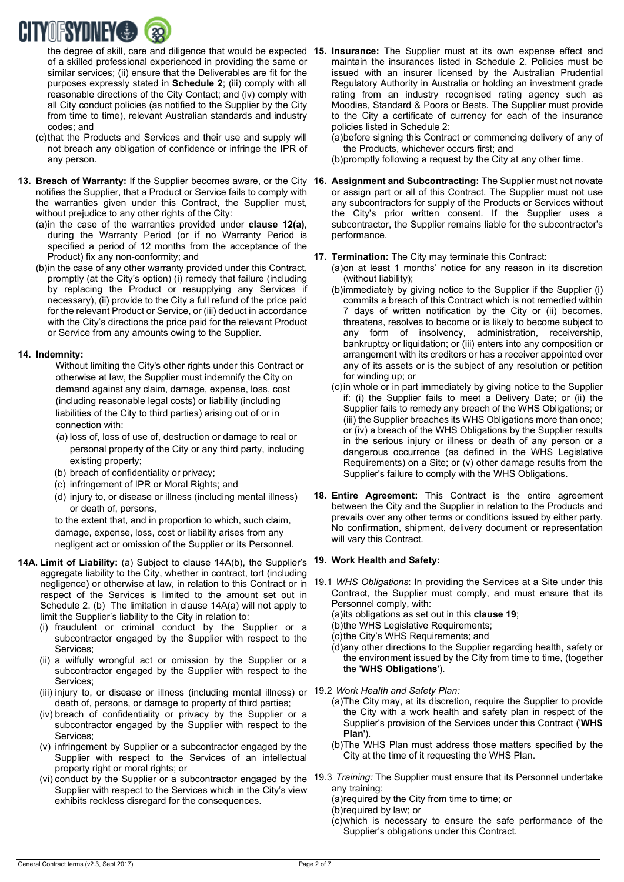the degree of skill, care and diligence that would be expected of a skilled professional experienced in providing the same or similar services; (ii) ensure that the Deliverables are fit for the purposes expressly stated in **Schedule 2**; (iii) comply with all reasonable directions of the City Contact; and (iv) comply with all City conduct policies (as notified to the Supplier by the City from time to time), relevant Australian standards and industry codes; and

(c) that the Products and Services and their use and supply will not breach any obligation of confidence or infringe the IPR of any person.

**13. Breach of Warranty:** If the Supplier becomes aware, or the City notifies the Supplier, that a Product or Service fails to comply with the warranties given under this Contract, the Supplier must, without prejudice to any other rights of the City:

(a) in the case of the warranties provided under **clause 12(a)**, during the Warranty Period (or if no Warranty Period is specified a period of 12 months from the acceptance of the Product) fix any non-conformity; and

(b) in the case of any other warranty provided under this Contract, promptly (at the City's option) (i) remedy that failure (including by replacing the Product or resupplying any Services if necessary), (ii) provide to the City a full refund of the price paid for the relevant Product or Service, or (iii) deduct in accordance with the City's directions the price paid for the relevant Product or Service from any amounts owing to the Supplier.

**14. Indemnity:**

Without limiting the City's other rights under this Contract or otherwise at law, the Supplier must indemnify the City on demand against any claim, damage, expense, loss, cost (including reasonable legal costs) or liability (including liabilities of the City to third parties) arising out of or in connection with:

(a) loss of, loss of use of, destruction or damage to real or personal property of the City or any third party, including existing property;

(b) breach of confidentiality or privacy;

(c) infringement of IPR or Moral Rights; and

(d) injury to, or disease or illness (including mental illness) or death of, persons,

to the extent that, and in proportion to which, such claim, damage, expense, loss, cost or liability arises from any negligent act or omission of the Supplier or its Personnel.

**14A. Limit of Liability:** (a) Subject to clause 14A(b), the Supplier's aggregate liability to the City, whether in contract, tort (including negligence) or otherwise at law, in relation to this Contract or in respect of the Services is limited to the amount set out in Schedule 2. (b) The limitation in clause 14A(a) will not apply to limit the Supplier's liability to the City in relation to:

(i) fraudulent or criminal conduct by the Supplier or a subcontractor engaged by the Supplier with respect to the Services;

(ii) a wilfully wrongful act or omission by the Supplier or a subcontractor engaged by the Supplier with respect to the Services;

(iii) injury to, or disease or illness (including mental illness) or death of, persons, or damage to property of third parties;

(iv) breach of confidentiality or privacy by the Supplier or a subcontractor engaged by the Supplier with respect to the Services;

(v) infringement by Supplier or a subcontractor engaged by the Supplier with respect to the Services of an intellectual property right or moral rights; or

(vi) conduct by the Supplier or a subcontractor engaged by the Supplier with respect to the Services which in the City's view exhibits reckless disregard for the consequences.

**15. Insurance:** The Supplier must at its own expense effect and maintain the insurances listed in Schedule 2. Policies must be issued with an insurer licensed by the Australian Prudential Regulatory Authority in Australia or holding an investment grade rating from an industry recognised rating agency such as Moodies, Standard & Poors or Bests. The Supplier must provide to the City a certificate of currency for each of the insurance policies listed in Schedule 2:

(a) before signing this Contract or commencing delivery of any of the Products, whichever occurs first; and

(b) promptly following a request by the City at any other time.

**16. Assignment and Subcontracting:** The Supplier must not novate or assign part or all of this Contract. The Supplier must not use any subcontractors for supply of the Products or Services without the City's prior written consent. If the Supplier uses a subcontractor, the Supplier remains liable for the subcontractor's performance.

**17. Termination:** The City may terminate this Contract:

(a) on at least 1 months' notice for any reason in its discretion (without liability);

(b) immediately by giving notice to the Supplier if the Supplier (i) commits a breach of this Contract which is not remedied within 7 days of written notification by the City or (ii) becomes, threatens, resolves to become or is likely to become subject to any form of insolvency, administration, receivership, bankruptcy or liquidation; or (iii) enters into any composition or arrangement with its creditors or has a receiver appointed over any of its assets or is the subject of any resolution or petition for winding up; or

(c) in whole or in part immediately by giving notice to the Supplier if: (i) the Supplier fails to meet a Delivery Date; or (ii) the Supplier fails to remedy any breach of the WHS Obligations; or (iii) the Supplier breaches its WHS Obligations more than once; or (iv) a breach of the WHS Obligations by the Supplier results in the serious injury or illness or death of any person or a dangerous occurrence (as defined in the WHS Legislative Requirements) on a Site; or (v) other damage results from the Supplier's failure to comply with the WHS Obligations.

**18. Entire Agreement:** This Contract is the entire agreement between the City and the Supplier in relation to the Products and prevails over any other terms or conditions issued by either party. No confirmation, shipment, delivery document or representation will vary this Contract.

**19. Work Health and Safety:**

19.1 *WHS Obligations*: In providing the Services at a Site under this Contract, the Supplier must comply, and must ensure that its Personnel comply, with:

(a) its obligations as set out in this **clause 19**;

(b) the WHS Legislative Requirements;

(c) the City's WHS Requirements; and

(d) any other directions to the Supplier regarding health, safety or the environment issued by the City from time to time, (together the '**WHS Obligations**').

19.2 *Work Health and Safety Plan:*

(a) The City may, at its discretion, require the Supplier to provide the City with a work health and safety plan in respect of the Supplier's provision of the Services under this Contract ('**WHS Plan**').

(b) The WHS Plan must address those matters specified by the City at the time of it requesting the WHS Plan.

19.3 *Training:* The Supplier must ensure that its Personnel undertake any training:

(a) required by the City from time to time; or

(b) required by law; or

(c) which is necessary to ensure the safe performance of the Supplier's obligations under this Contract.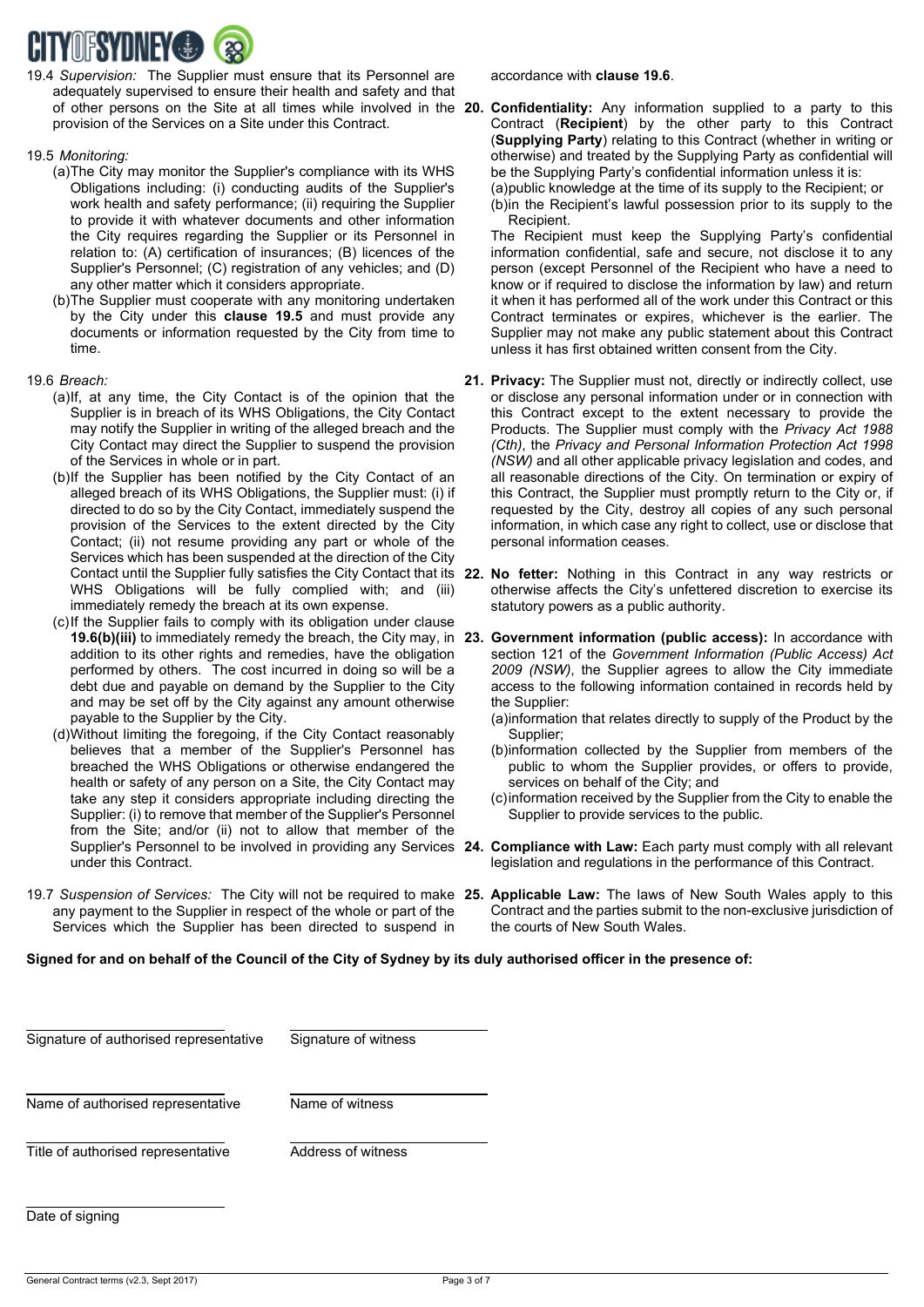19.4 *Supervision:* The Supplier must ensure that its Personnel are adequately supervised to ensure their health and safety and that of other persons on the Site at all times while involved in the provision of the Services on a Site under this Contract.

19.5 *Monitoring:*

(a) The City may monitor the Supplier's compliance with its WHS Obligations including: (i) conducting audits of the Supplier's work health and safety performance; (ii) requiring the Supplier to provide it with whatever documents and other information the City requires regarding the Supplier or its Personnel in relation to: (A) certification of insurances; (B) licences of the Supplier's Personnel; (C) registration of any vehicles; and (D) any other matter which it considers appropriate.

(b) The Supplier must cooperate with any monitoring undertaken by the City under this **clause 19.5** and must provide any documents or information requested by the City from time to time.

19.6 *Breach:*

(a) If, at any time, the City Contact is of the opinion that the Supplier is in breach of its WHS Obligations, the City Contact may notify the Supplier in writing of the alleged breach and the City Contact may direct the Supplier to suspend the provision of the Services in whole or in part.

(b) If the Supplier has been notified by the City Contact of an alleged breach of its WHS Obligations, the Supplier must: (i) if directed to do so by the City Contact, immediately suspend the provision of the Services to the extent directed by the City Contact; (ii) not resume providing any part or whole of the Services which has been suspended at the direction of the City Contact until the Supplier fully satisfies the City Contact that its WHS Obligations will be fully complied with; and (iii) immediately remedy the breach at its own expense.

(c) If the Supplier fails to comply with its obligation under clause **19.6(b)(iii)** to immediately remedy the breach, the City may, in addition to its other rights and remedies, have the obligation performed by others. The cost incurred in doing so will be a debt due and payable on demand by the Supplier to the City and may be set off by the City against any amount otherwise payable to the Supplier by the City.

(d) Without limiting the foregoing, if the City Contact reasonably believes that a member of the Supplier's Personnel has breached the WHS Obligations or otherwise endangered the health or safety of any person on a Site, the City Contact may take any step it considers appropriate including directing the Supplier: (i) to remove that member of the Supplier's Personnel from the Site; and/or (ii) not to allow that member of the Supplier's Personnel to be involved in providing any Services under this Contract.

19.7 *Suspension of Services:* The City will not be required to make any payment to the Supplier in respect of the whole or part of the Services which the Supplier has been directed to suspend in accordance with **clause 19.6**.

**20. Confidentiality:** Any information supplied to a party to this Contract (**Recipient**) by the other party to this Contract (**Supplying Party**) relating to this Contract (whether in writing or otherwise) and treated by the Supplying Party as confidential will be the Supplying Party's confidential information unless it is:

(a) public knowledge at the time of its supply to the Recipient; or

(b) in the Recipient's lawful possession prior to its supply to the Recipient.

The Recipient must keep the Supplying Party's confidential information confidential, safe and secure, not disclose it to any person (except Personnel of the Recipient who have a need to know or if required to disclose the information by law) and return it when it has performed all of the work under this Contract or this Contract terminates or expires, whichever is the earlier. The Supplier may not make any public statement about this Contract unless it has first obtained written consent from the City.

**21. Privacy:** The Supplier must not, directly or indirectly collect, use or disclose any personal information under or in connection with this Contract except to the extent necessary to provide the Products. The Supplier must comply with the *Privacy Act 1988 (Cth)*, the *Privacy and Personal Information Protection Act 1998 (NSW)* and all other applicable privacy legislation and codes, and all reasonable directions of the City. On termination or expiry of this Contract, the Supplier must promptly return to the City or, if requested by the City, destroy all copies of any such personal information, in which case any right to collect, use or disclose that personal information ceases.

**22. No fetter:** Nothing in this Contract in any way restricts or otherwise affects the City's unfettered discretion to exercise its statutory powers as a public authority.

**23. Government information (public access):** In accordance with section 121 of the *Government Information (Public Access) Act 2009 (NSW)*, the Supplier agrees to allow the City immediate access to the following information contained in records held by the Supplier:

(a) information that relates directly to supply of the Product by the Supplier;

(b) information collected by the Supplier from members of the public to whom the Supplier provides, or offers to provide, services on behalf of the City; and

(c) information received by the Supplier from the City to enable the Supplier to provide services to the public.

**24. Compliance with Law:** Each party must comply with all relevant legislation and regulations in the performance of this Contract.

**25. Applicable Law:** The laws of New South Wales apply to this Contract and the parties submit to the non-exclusive jurisdiction of the courts of New South Wales.

**Signed for and on behalf of the Council of the City of Sydney by its duly authorised officer in the presence of:**

| | |
|---|---|
| Signature of authorised representative | Signature of witness |
| Name of authorised representative | Name of witness |
| Title of authorised representative | Address of witness |
| Date of signing | |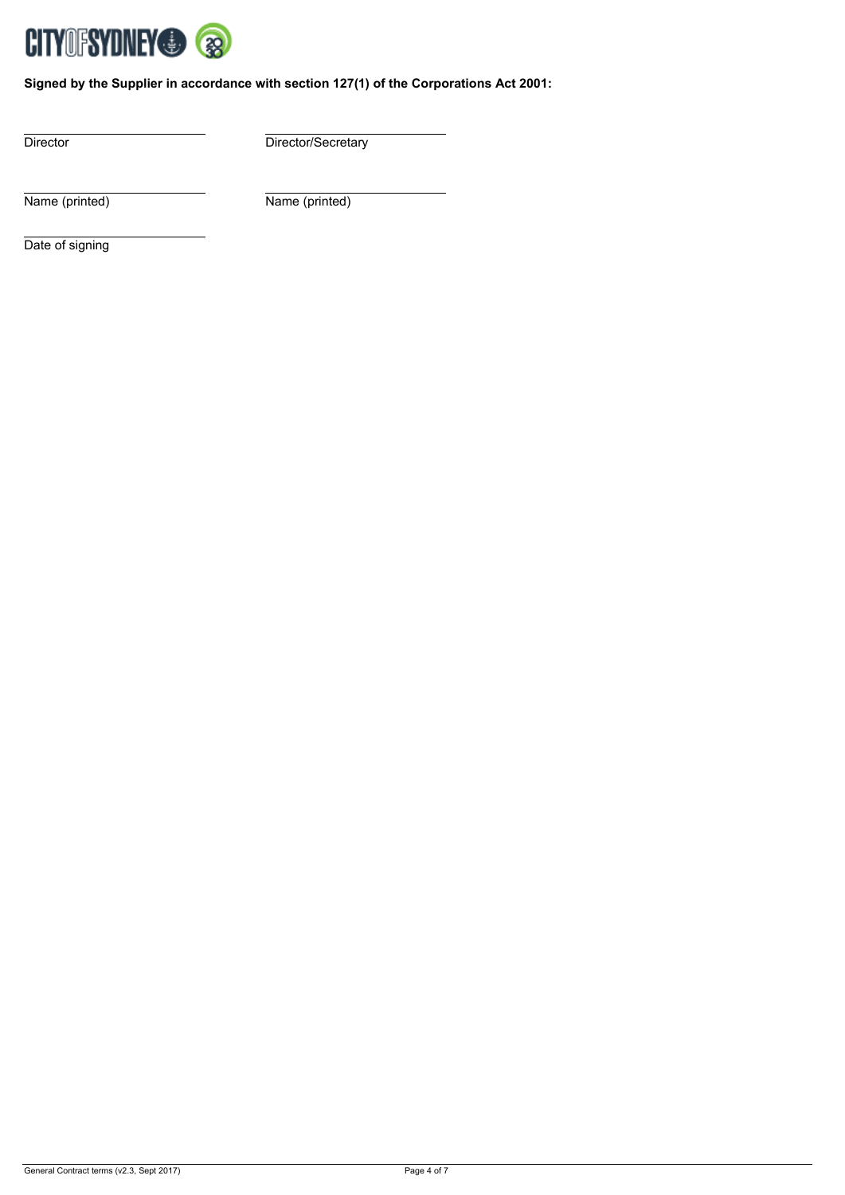**Signed by the Supplier in accordance with section 127(1) of the Corporations Act 2001:**

| | |
|---|---|
| ____________________ | ____________________ |
| Director | Director/Secretary |
| ____________________ | ____________________ |
| Name (printed) | Name (printed) |
| ____________________ | |
| Date of signing | |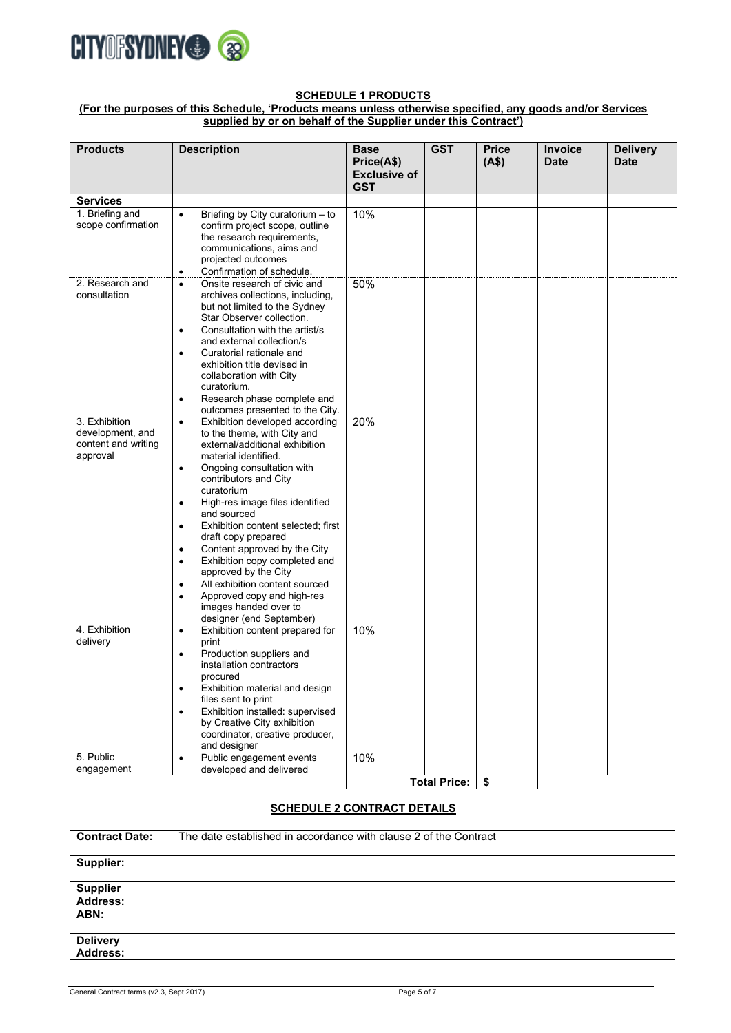## SCHEDULE 1 PRODUCTS

**(For the purposes of this Schedule, 'Products means unless otherwise specified, any goods and/or Services supplied by or on behalf of the Supplier under this Contract')**

| Products | Description | Base Price(A$) Exclusive of GST | GST | Price (A$) | Invoice Date | Delivery Date |
|---|---|---|---|---|---|---|
| **Services** | | | | | | |
| 1. Briefing and scope confirmation | • Briefing by City curatorium – to confirm project scope, outline the research requirements, communications, aims and projected outcomes<br>• Confirmation of schedule. | 10% | | | | |
| 2. Research and consultation | • Onsite research of civic and archives collections, including, but not limited to the Sydney Star Observer collection.<br>• Consultation with the artist/s and external collection/s<br>• Curatorial rationale and exhibition title devised in collaboration with City curatorium.<br>• Research phase complete and outcomes presented to the City. | 50% | | | | |
| 3. Exhibition development, and content and writing approval | • Exhibition developed according to the theme, with City and external/additional exhibition material identified.<br>• Ongoing consultation with contributors and City curatorium<br>• High-res image files identified and sourced<br>• Exhibition content selected; first draft copy prepared<br>• Content approved by the City<br>• Exhibition copy completed and approved by the City<br>• All exhibition content sourced<br>• Approved copy and high-res images handed over to designer (end September) | 20% | | | | |
| 4. Exhibition delivery | • Exhibition content prepared for print<br>• Production suppliers and installation contractors procured<br>• Exhibition material and design files sent to print<br>• Exhibition installed: supervised by Creative City exhibition coordinator, creative producer, and designer | 10% | | | | |
| 5. Public engagement | • Public engagement events developed and delivered | 10% | | | | |
| | | | **Total Price:** | $ | | |

## SCHEDULE 2 CONTRACT DETAILS

| | |
|---|---|
| **Contract Date:** | The date established in accordance with clause 2 of the Contract |
| **Supplier:** | |
| **Supplier Address:** | |
| **ABN:** | |
| **Delivery Address:** | |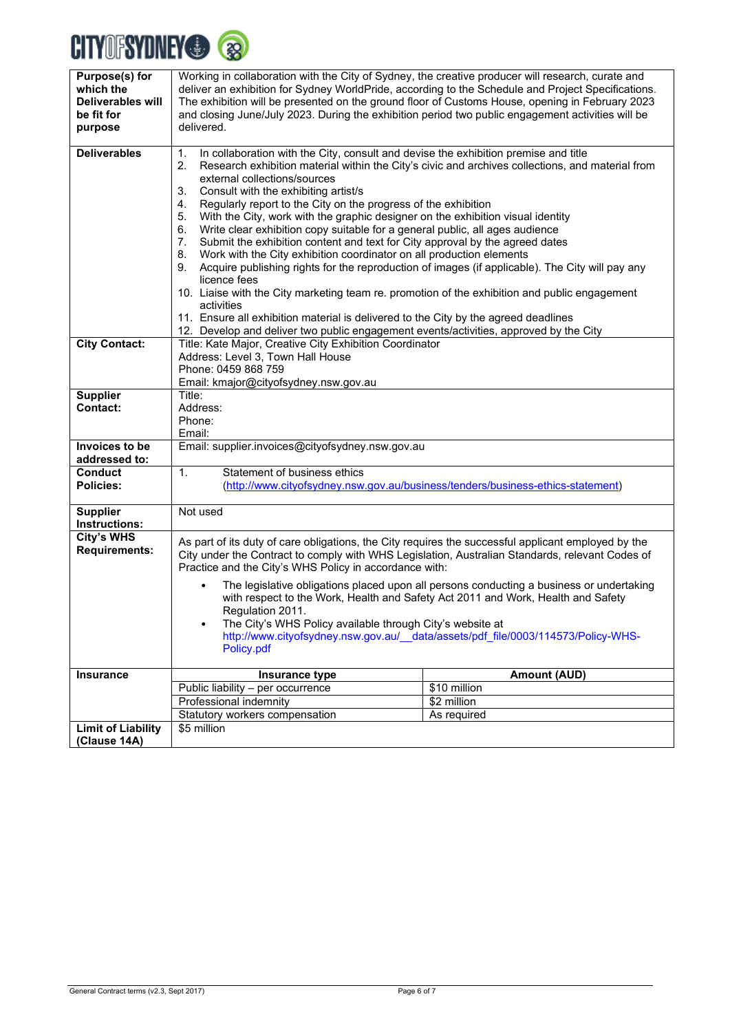| | |
|---|---|
| **Purpose(s) for which the Deliverables will be fit for purpose** | Working in collaboration with the City of Sydney, the creative producer will research, curate and deliver an exhibition for Sydney WorldPride, according to the Schedule and Project Specifications. The exhibition will be presented on the ground floor of Customs House, opening in February 2023 and closing June/July 2023. During the exhibition period two public engagement activities will be delivered. |
| **Deliverables** | 1. In collaboration with the City, consult and devise the exhibition premise and title<br>2. Research exhibition material within the City's civic and archives collections, and material from external collections/sources<br>3. Consult with the exhibiting artist/s<br>4. Regularly report to the City on the progress of the exhibition<br>5. With the City, work with the graphic designer on the exhibition visual identity<br>6. Write clear exhibition copy suitable for a general public, all ages audience<br>7. Submit the exhibition content and text for City approval by the agreed dates<br>8. Work with the City exhibition coordinator on all production elements<br>9. Acquire publishing rights for the reproduction of images (if applicable). The City will pay any licence fees<br>10. Liaise with the City marketing team re. promotion of the exhibition and public engagement activities<br>11. Ensure all exhibition material is delivered to the City by the agreed deadlines<br>12. Develop and deliver two public engagement events/activities, approved by the City |
| **City Contact:** | Title: Kate Major, Creative City Exhibition Coordinator<br>Address: Level 3, Town Hall House<br>Phone: 0459 868 759<br>Email: kmajor@cityofsydney.nsw.gov.au |
| **Supplier Contact:** | Title:<br>Address:<br>Phone:<br>Email: |
| **Invoices to be addressed to:** | Email: supplier.invoices@cityofsydney.nsw.gov.au |
| **Conduct Policies:** | 1. Statement of business ethics (http://www.cityofsydney.nsw.gov.au/business/tenders/business-ethics-statement) |
| **Supplier Instructions:** | Not used |
| **City's WHS Requirements:** | As part of its duty of care obligations, the City requires the successful applicant employed by the City under the Contract to comply with WHS Legislation, Australian Standards, relevant Codes of Practice and the City's WHS Policy in accordance with:<br>• The legislative obligations placed upon all persons conducting a business or undertaking with respect to the Work, Health and Safety Act 2011 and Work, Health and Safety Regulation 2011.<br>• The City's WHS Policy available through City's website at http://www.cityofsydney.nsw.gov.au/__data/assets/pdf_file/0003/114573/Policy-WHS-Policy.pdf |
| **Insurance** | **Insurance type** — **Amount (AUD)**<br>Public liability – per occurrence — $10 million<br>Professional indemnity — $2 million<br>Statutory workers compensation — As required |
| **Limit of Liability (Clause 14A)** | $5 million |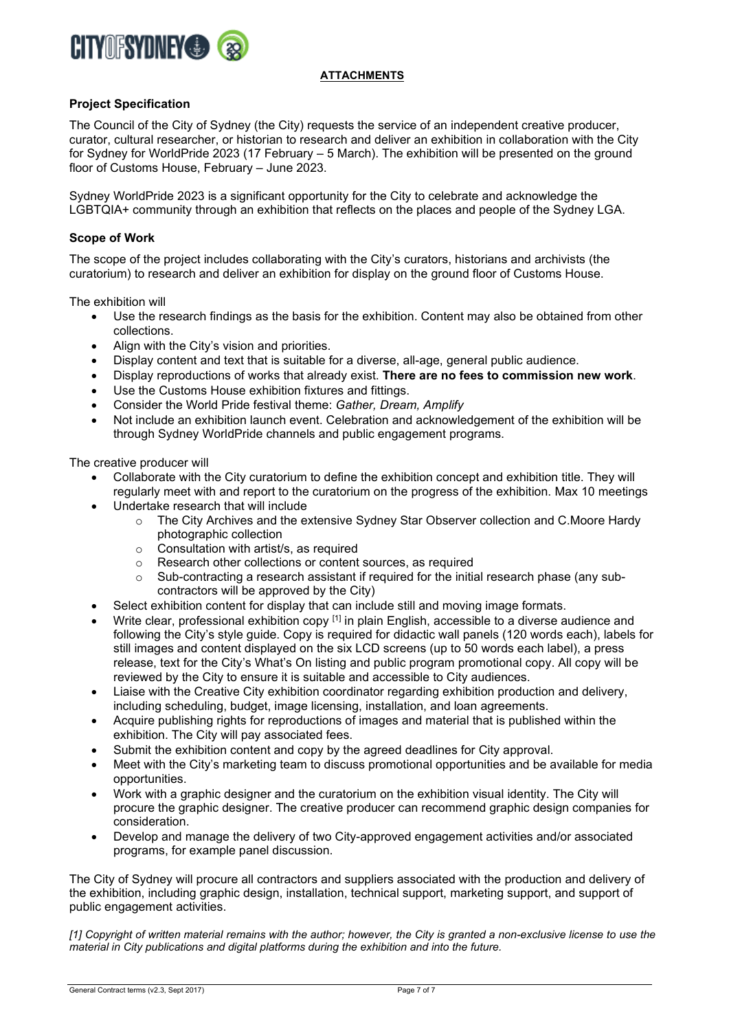## ATTACHMENTS

### Project Specification

The Council of the City of Sydney (the City) requests the service of an independent creative producer, curator, cultural researcher, or historian to research and deliver an exhibition in collaboration with the City for Sydney for WorldPride 2023 (17 February – 5 March). The exhibition will be presented on the ground floor of Customs House, February – June 2023.

Sydney WorldPride 2023 is a significant opportunity for the City to celebrate and acknowledge the LGBTQIA+ community through an exhibition that reflects on the places and people of the Sydney LGA.

### Scope of Work

The scope of the project includes collaborating with the City's curators, historians and archivists (the curatorium) to research and deliver an exhibition for display on the ground floor of Customs House.

The exhibition will

- Use the research findings as the basis for the exhibition. Content may also be obtained from other collections.
- Align with the City's vision and priorities.
- Display content and text that is suitable for a diverse, all-age, general public audience.
- Display reproductions of works that already exist. **There are no fees to commission new work**.
- Use the Customs House exhibition fixtures and fittings.
- Consider the World Pride festival theme: *Gather, Dream, Amplify*
- Not include an exhibition launch event. Celebration and acknowledgement of the exhibition will be through Sydney WorldPride channels and public engagement programs.

The creative producer will

- Collaborate with the City curatorium to define the exhibition concept and exhibition title. They will regularly meet with and report to the curatorium on the progress of the exhibition. Max 10 meetings
- Undertake research that will include
  - The City Archives and the extensive Sydney Star Observer collection and C.Moore Hardy photographic collection
  - Consultation with artist/s, as required
  - Research other collections or content sources, as required
  - Sub-contracting a research assistant if required for the initial research phase (any sub-contractors will be approved by the City)
- Select exhibition content for display that can include still and moving image formats.
- Write clear, professional exhibition copy [1] in plain English, accessible to a diverse audience and following the City's style guide. Copy is required for didactic wall panels (120 words each), labels for still images and content displayed on the six LCD screens (up to 50 words each label), a press release, text for the City's What's On listing and public program promotional copy. All copy will be reviewed by the City to ensure it is suitable and accessible to City audiences.
- Liaise with the Creative City exhibition coordinator regarding exhibition production and delivery, including scheduling, budget, image licensing, installation, and loan agreements.
- Acquire publishing rights for reproductions of images and material that is published within the exhibition. The City will pay associated fees.
- Submit the exhibition content and copy by the agreed deadlines for City approval.
- Meet with the City's marketing team to discuss promotional opportunities and be available for media opportunities.
- Work with a graphic designer and the curatorium on the exhibition visual identity. The City will procure the graphic designer. The creative producer can recommend graphic design companies for consideration.
- Develop and manage the delivery of two City-approved engagement activities and/or associated programs, for example panel discussion.

The City of Sydney will procure all contractors and suppliers associated with the production and delivery of the exhibition, including graphic design, installation, technical support, marketing support, and support of public engagement activities.

*[1] Copyright of written material remains with the author; however, the City is granted a non-exclusive license to use the material in City publications and digital platforms during the exhibition and into the future.*